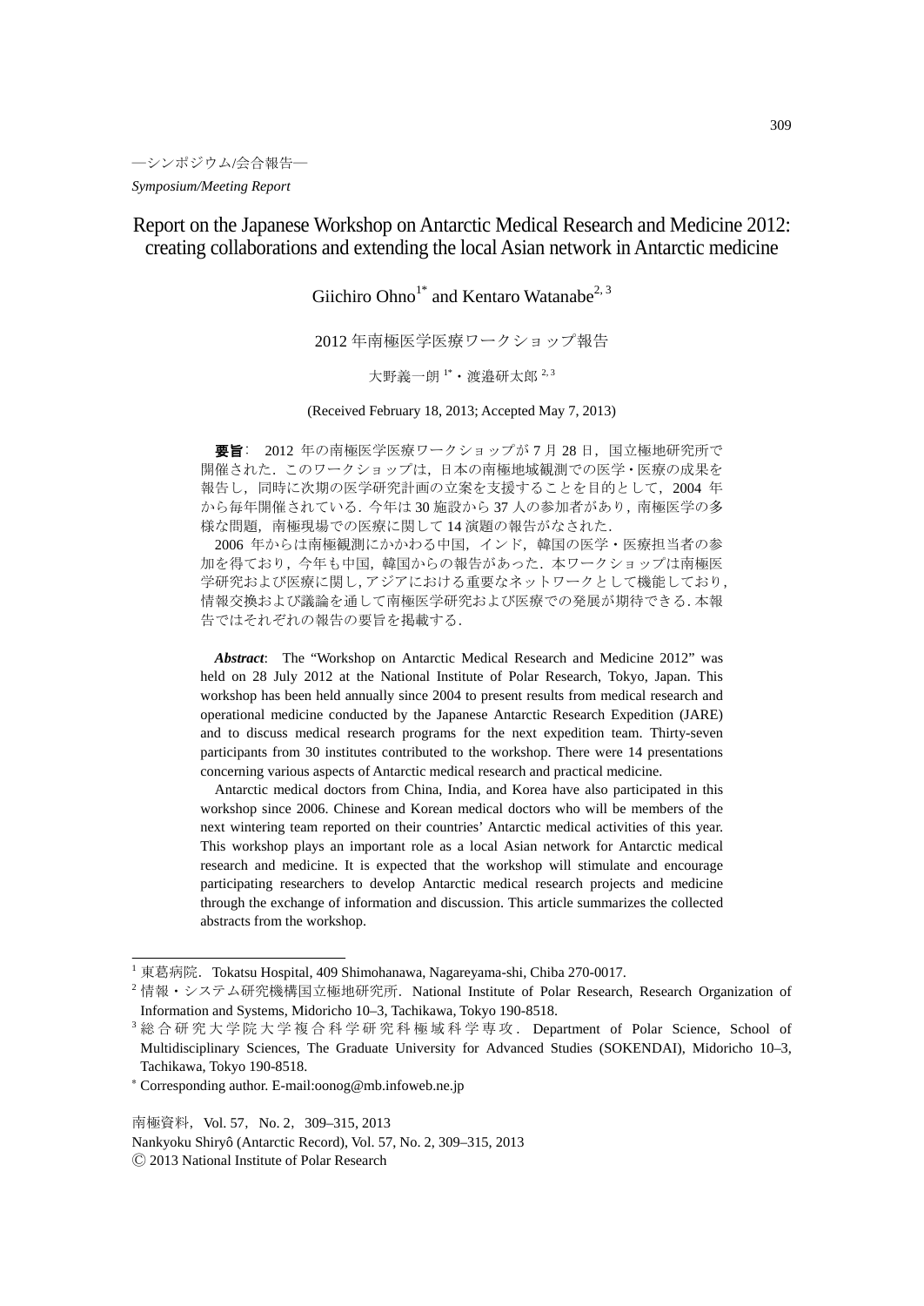—シンポジウム/会合報告—

*Symposium/Meeting Report*

# Report on the Japanese Workshop on Antarctic Medical Research and Medicine 2012: creating collaborations and extending the local Asian network in Antarctic medicine

Giichiro Ohno[1*] and Kentaro Watanabe[2, 3]

## 2012 年南極医学医療ワークショップ報告

大野義一朗[1*]・渡邉研太郎[2, 3]

(Received February 18, 2013; Accepted May 7, 2013)

**要旨**： 2012 年の南極医学医療ワークショップが 7 月 28 日，国立極地研究所で開催された．このワークショップは，日本の南極地域観測での医学・医療の成果を報告し，同時に次期の医学研究計画の立案を支援することを目的として，2004 年から毎年開催されている．今年は 30 施設から 37 人の参加者があり，南極医学の多様な問題，南極現場での医療に関して 14 演題の報告がなされた．

2006 年からは南極観測にかかわる中国，インド，韓国の医学・医療担当者の参加を得ており，今年も中国，韓国からの報告があった．本ワークショップは南極医学研究および医療に関し，アジアにおける重要なネットワークとして機能しており，情報交換および議論を通して南極医学研究および医療での発展が期待できる．本報告ではそれぞれの報告の要旨を掲載する．

***Abstract***: The "Workshop on Antarctic Medical Research and Medicine 2012" was held on 28 July 2012 at the National Institute of Polar Research, Tokyo, Japan. This workshop has been held annually since 2004 to present results from medical research and operational medicine conducted by the Japanese Antarctic Research Expedition (JARE) and to discuss medical research programs for the next expedition team. Thirty-seven participants from 30 institutes contributed to the workshop. There were 14 presentations concerning various aspects of Antarctic medical research and practical medicine.

Antarctic medical doctors from China, India, and Korea have also participated in this workshop since 2006. Chinese and Korean medical doctors who will be members of the next wintering team reported on their countries' Antarctic medical activities of this year. This workshop plays an important role as a local Asian network for Antarctic medical research and medicine. It is expected that the workshop will stimulate and encourage participating researchers to develop Antarctic medical research projects and medicine through the exchange of information and discussion. This article summarizes the collected abstracts from the workshop.

---

[1] 東葛病院．Tokatsu Hospital, 409 Shimohanawa, Nagareyama-shi, Chiba 270-0017.

[2] 情報・システム研究機構国立極地研究所．National Institute of Polar Research, Research Organization of Information and Systems, Midoricho 10–3, Tachikawa, Tokyo 190-8518.

[3] 総合研究大学院大学複合科学研究科極域科学専攻．Department of Polar Science, School of Multidisciplinary Sciences, The Graduate University for Advanced Studies (SOKENDAI), Midoricho 10–3, Tachikawa, Tokyo 190-8518.

[*] Corresponding author. E-mail:oonog@mb.infoweb.ne.jp

南極資料，Vol. 57，No. 2，309–315, 2013

Nankyoku Shiryô (Antarctic Record), Vol. 57, No. 2, 309–315, 2013

© 2013 National Institute of Polar Research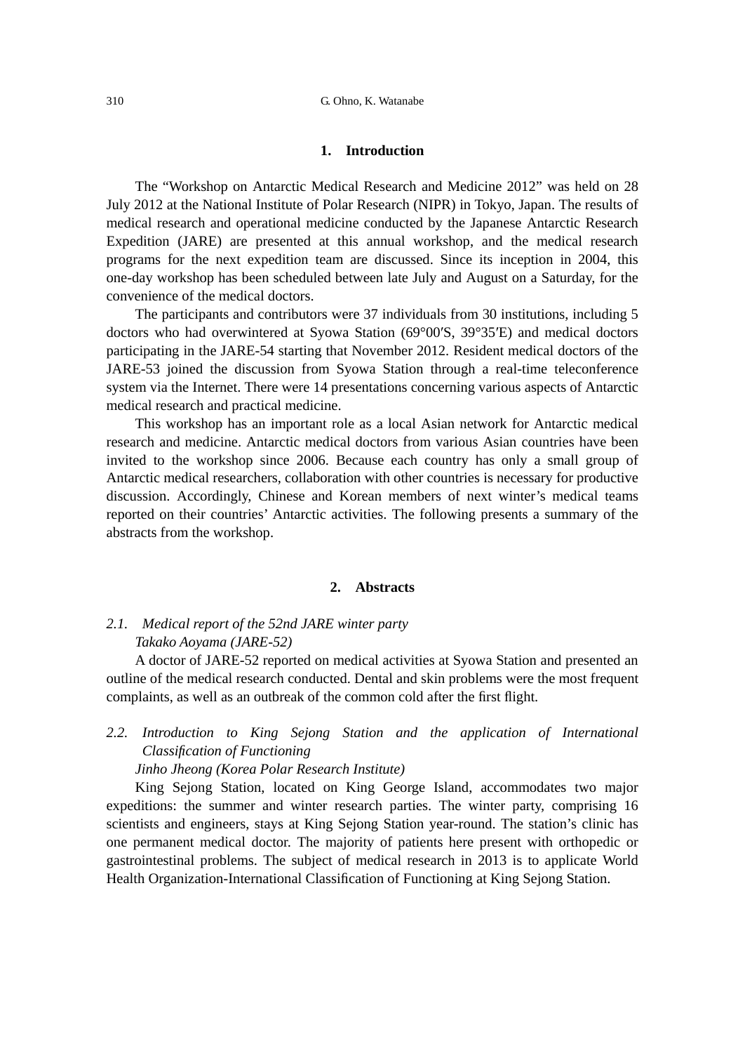## 1. Introduction

The "Workshop on Antarctic Medical Research and Medicine 2012" was held on 28 July 2012 at the National Institute of Polar Research (NIPR) in Tokyo, Japan. The results of medical research and operational medicine conducted by the Japanese Antarctic Research Expedition (JARE) are presented at this annual workshop, and the medical research programs for the next expedition team are discussed. Since its inception in 2004, this one-day workshop has been scheduled between late July and August on a Saturday, for the convenience of the medical doctors.

The participants and contributors were 37 individuals from 30 institutions, including 5 doctors who had overwintered at Syowa Station (69°00′S, 39°35′E) and medical doctors participating in the JARE-54 starting that November 2012. Resident medical doctors of the JARE-53 joined the discussion from Syowa Station through a real-time teleconference system via the Internet. There were 14 presentations concerning various aspects of Antarctic medical research and practical medicine.

This workshop has an important role as a local Asian network for Antarctic medical research and medicine. Antarctic medical doctors from various Asian countries have been invited to the workshop since 2006. Because each country has only a small group of Antarctic medical researchers, collaboration with other countries is necessary for productive discussion. Accordingly, Chinese and Korean members of next winter's medical teams reported on their countries' Antarctic activities. The following presents a summary of the abstracts from the workshop.

## 2. Abstracts

### *2.1. Medical report of the 52nd JARE winter party*

*Takako Aoyama (JARE-52)*

A doctor of JARE-52 reported on medical activities at Syowa Station and presented an outline of the medical research conducted. Dental and skin problems were the most frequent complaints, as well as an outbreak of the common cold after the first flight.

### *2.2. Introduction to King Sejong Station and the application of International Classification of Functioning*

*Jinho Jheong (Korea Polar Research Institute)*

King Sejong Station, located on King George Island, accommodates two major expeditions: the summer and winter research parties. The winter party, comprising 16 scientists and engineers, stays at King Sejong Station year-round. The station's clinic has one permanent medical doctor. The majority of patients here present with orthopedic or gastrointestinal problems. The subject of medical research in 2013 is to applicate World Health Organization-International Classification of Functioning at King Sejong Station.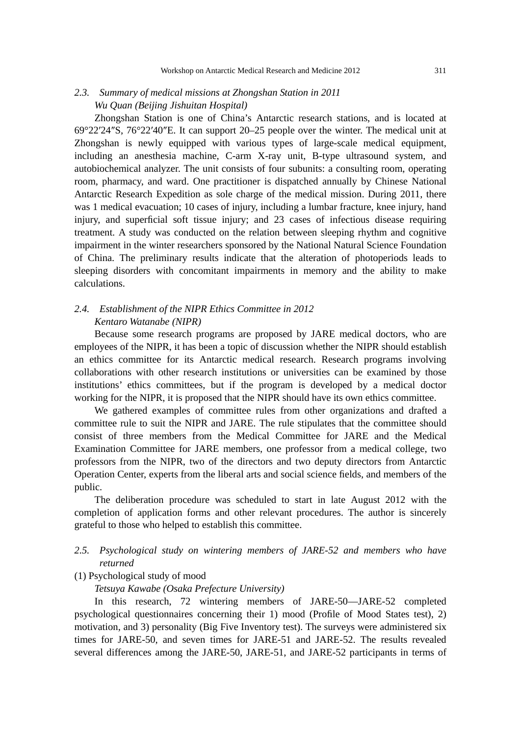### 2.3. Summary of medical missions at Zhongshan Station in 2011

*Wu Quan (Beijing Jishuitan Hospital)*

Zhongshan Station is one of China's Antarctic research stations, and is located at 69°22′24″S, 76°22′40″E. It can support 20–25 people over the winter. The medical unit at Zhongshan is newly equipped with various types of large-scale medical equipment, including an anesthesia machine, C-arm X-ray unit, B-type ultrasound system, and autobiochemical analyzer. The unit consists of four subunits: a consulting room, operating room, pharmacy, and ward. One practitioner is dispatched annually by Chinese National Antarctic Research Expedition as sole charge of the medical mission. During 2011, there was 1 medical evacuation; 10 cases of injury, including a lumbar fracture, knee injury, hand injury, and superficial soft tissue injury; and 23 cases of infectious disease requiring treatment. A study was conducted on the relation between sleeping rhythm and cognitive impairment in the winter researchers sponsored by the National Natural Science Foundation of China. The preliminary results indicate that the alteration of photoperiods leads to sleeping disorders with concomitant impairments in memory and the ability to make calculations.

### 2.4. Establishment of the NIPR Ethics Committee in 2012

*Kentaro Watanabe (NIPR)*

Because some research programs are proposed by JARE medical doctors, who are employees of the NIPR, it has been a topic of discussion whether the NIPR should establish an ethics committee for its Antarctic medical research. Research programs involving collaborations with other research institutions or universities can be examined by those institutions' ethics committees, but if the program is developed by a medical doctor working for the NIPR, it is proposed that the NIPR should have its own ethics committee.

We gathered examples of committee rules from other organizations and drafted a committee rule to suit the NIPR and JARE. The rule stipulates that the committee should consist of three members from the Medical Committee for JARE and the Medical Examination Committee for JARE members, one professor from a medical college, two professors from the NIPR, two of the directors and two deputy directors from Antarctic Operation Center, experts from the liberal arts and social science fields, and members of the public.

The deliberation procedure was scheduled to start in late August 2012 with the completion of application forms and other relevant procedures. The author is sincerely grateful to those who helped to establish this committee.

### 2.5. Psychological study on wintering members of JARE-52 and members who have returned

(1) Psychological study of mood

*Tetsuya Kawabe (Osaka Prefecture University)*

In this research, 72 wintering members of JARE-50—JARE-52 completed psychological questionnaires concerning their 1) mood (Profile of Mood States test), 2) motivation, and 3) personality (Big Five Inventory test). The surveys were administered six times for JARE-50, and seven times for JARE-51 and JARE-52. The results revealed several differences among the JARE-50, JARE-51, and JARE-52 participants in terms of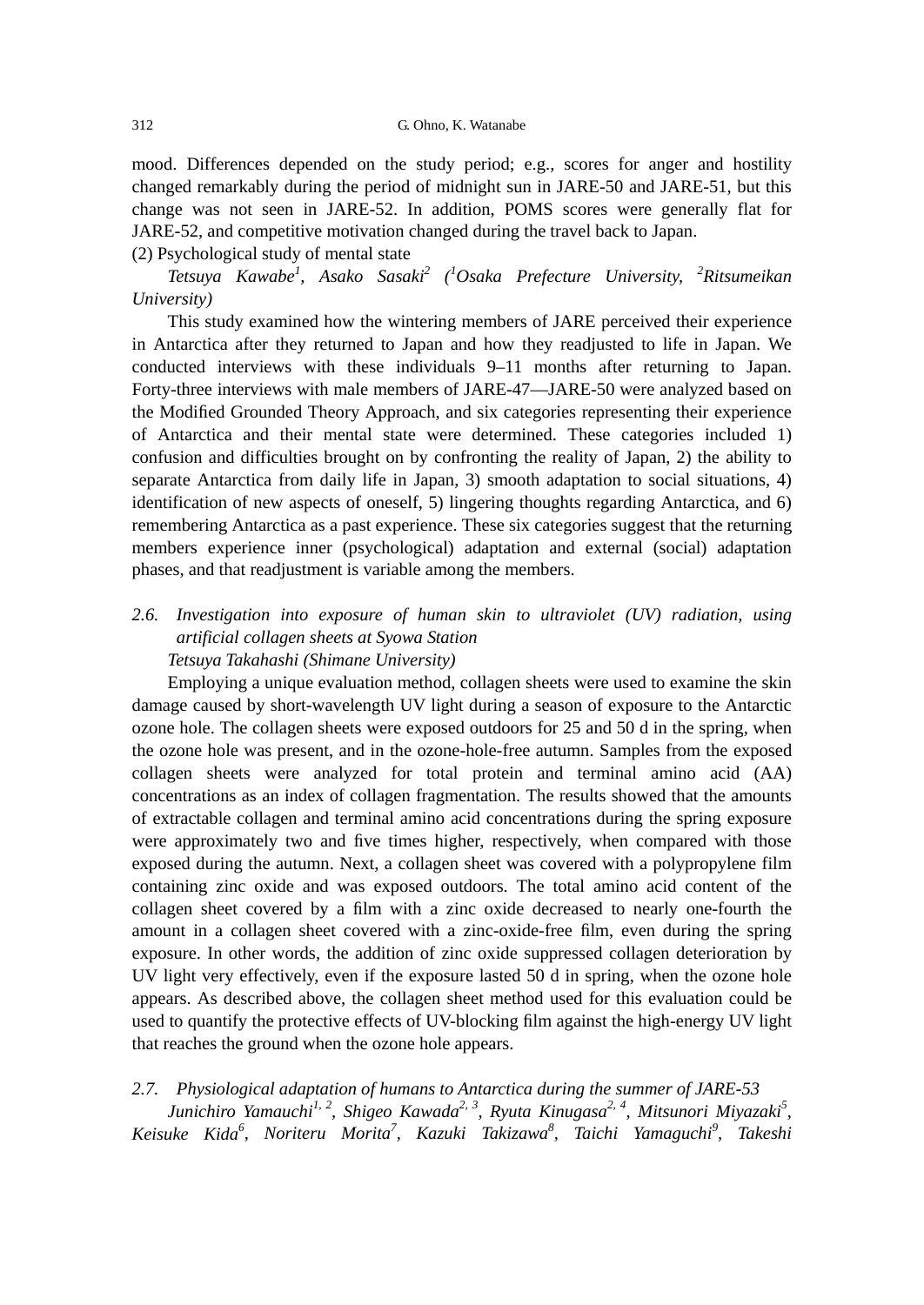mood. Differences depended on the study period; e.g., scores for anger and hostility changed remarkably during the period of midnight sun in JARE-50 and JARE-51, but this change was not seen in JARE-52. In addition, POMS scores were generally flat for JARE-52, and competitive motivation changed during the travel back to Japan.

(2) Psychological study of mental state

*Tetsuya Kawabe*[1], *Asako Sasaki*[2] *([1]Osaka Prefecture University, [2]Ritsumeikan University)*

This study examined how the wintering members of JARE perceived their experience in Antarctica after they returned to Japan and how they readjusted to life in Japan. We conducted interviews with these individuals 9–11 months after returning to Japan. Forty-three interviews with male members of JARE-47—JARE-50 were analyzed based on the Modified Grounded Theory Approach, and six categories representing their experience of Antarctica and their mental state were determined. These categories included 1) confusion and difficulties brought on by confronting the reality of Japan, 2) the ability to separate Antarctica from daily life in Japan, 3) smooth adaptation to social situations, 4) identification of new aspects of oneself, 5) lingering thoughts regarding Antarctica, and 6) remembering Antarctica as a past experience. These six categories suggest that the returning members experience inner (psychological) adaptation and external (social) adaptation phases, and that readjustment is variable among the members.

### *2.6. Investigation into exposure of human skin to ultraviolet (UV) radiation, using artificial collagen sheets at Syowa Station*

*Tetsuya Takahashi (Shimane University)*

Employing a unique evaluation method, collagen sheets were used to examine the skin damage caused by short-wavelength UV light during a season of exposure to the Antarctic ozone hole. The collagen sheets were exposed outdoors for 25 and 50 d in the spring, when the ozone hole was present, and in the ozone-hole-free autumn. Samples from the exposed collagen sheets were analyzed for total protein and terminal amino acid (AA) concentrations as an index of collagen fragmentation. The results showed that the amounts of extractable collagen and terminal amino acid concentrations during the spring exposure were approximately two and five times higher, respectively, when compared with those exposed during the autumn. Next, a collagen sheet was covered with a polypropylene film containing zinc oxide and was exposed outdoors. The total amino acid content of the collagen sheet covered by a film with a zinc oxide decreased to nearly one-fourth the amount in a collagen sheet covered with a zinc-oxide-free film, even during the spring exposure. In other words, the addition of zinc oxide suppressed collagen deterioration by UV light very effectively, even if the exposure lasted 50 d in spring, when the ozone hole appears. As described above, the collagen sheet method used for this evaluation could be used to quantify the protective effects of UV-blocking film against the high-energy UV light that reaches the ground when the ozone hole appears.

### *2.7. Physiological adaptation of humans to Antarctica during the summer of JARE-53*

*Junichiro Yamauchi*[1, 2], *Shigeo Kawada*[2, 3], *Ryuta Kinugasa*[2, 4], *Mitsunori Miyazaki*[5], *Keisuke Kida*[6], *Noriteru Morita*[7], *Kazuki Takizawa*[8], *Taichi Yamaguchi*[9], *Takeshi*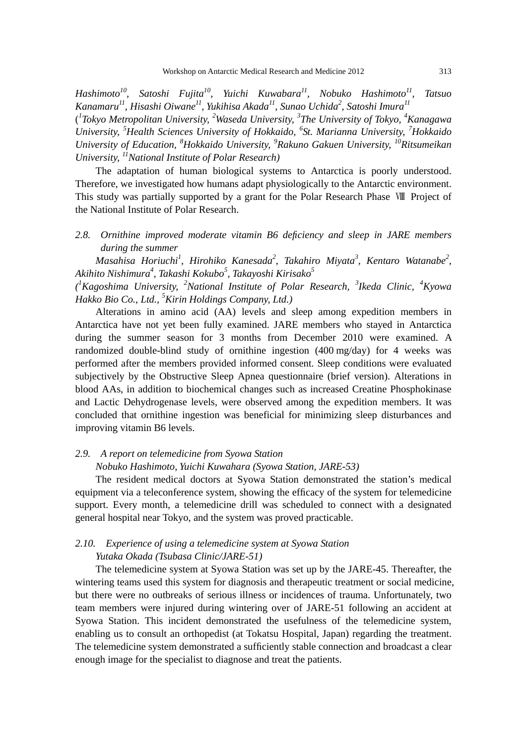*Hashimoto*[10]*, Satoshi Fujita*[10]*, Yuichi Kuwabara*[11]*, Nobuko Hashimoto*[11]*, Tatsuo Kanamaru*[11]*, Hisashi Oiwane*[11]*, Yukihisa Akada*[11]*, Sunao Uchida*[2]*, Satoshi Imura*[11]

*([1]Tokyo Metropolitan University, [2]Waseda University, [3]The University of Tokyo, [4]Kanagawa University, [5]Health Sciences University of Hokkaido, [6]St. Marianna University, [7]Hokkaido University of Education, [8]Hokkaido University, [9]Rakuno Gakuen University, [10]Ritsumeikan University, [11]National Institute of Polar Research)*

The adaptation of human biological systems to Antarctica is poorly understood. Therefore, we investigated how humans adapt physiologically to the Antarctic environment. This study was partially supported by a grant for the Polar Research Phase Ⅷ Project of the National Institute of Polar Research.

### *2.8. Ornithine improved moderate vitamin B6 deficiency and sleep in JARE members during the summer*

*Masahisa Horiuchi*[1]*, Hirohiko Kanesada*[2]*, Takahiro Miyata*[3]*, Kentaro Watanabe*[2]*, Akihito Nishimura*[4]*, Takashi Kokubo*[5]*, Takayoshi Kirisako*[5]

*([1]Kagoshima University, [2]National Institute of Polar Research, [3]Ikeda Clinic, [4]Kyowa Hakko Bio Co., Ltd., [5]Kirin Holdings Company, Ltd.)*

Alterations in amino acid (AA) levels and sleep among expedition members in Antarctica have not yet been fully examined. JARE members who stayed in Antarctica during the summer season for 3 months from December 2010 were examined. A randomized double-blind study of ornithine ingestion (400 mg/day) for 4 weeks was performed after the members provided informed consent. Sleep conditions were evaluated subjectively by the Obstructive Sleep Apnea questionnaire (brief version). Alterations in blood AAs, in addition to biochemical changes such as increased Creatine Phosphokinase and Lactic Dehydrogenase levels, were observed among the expedition members. It was concluded that ornithine ingestion was beneficial for minimizing sleep disturbances and improving vitamin B6 levels.

### *2.9. A report on telemedicine from Syowa Station*

*Nobuko Hashimoto, Yuichi Kuwahara (Syowa Station, JARE-53)*

The resident medical doctors at Syowa Station demonstrated the station’s medical equipment via a teleconference system, showing the efficacy of the system for telemedicine support. Every month, a telemedicine drill was scheduled to connect with a designated general hospital near Tokyo, and the system was proved practicable.

### *2.10. Experience of using a telemedicine system at Syowa Station*

*Yutaka Okada (Tsubasa Clinic/JARE-51)*

The telemedicine system at Syowa Station was set up by the JARE-45. Thereafter, the wintering teams used this system for diagnosis and therapeutic treatment or social medicine, but there were no outbreaks of serious illness or incidences of trauma. Unfortunately, two team members were injured during wintering over of JARE-51 following an accident at Syowa Station. This incident demonstrated the usefulness of the telemedicine system, enabling us to consult an orthopedist (at Tokatsu Hospital, Japan) regarding the treatment. The telemedicine system demonstrated a sufficiently stable connection and broadcast a clear enough image for the specialist to diagnose and treat the patients.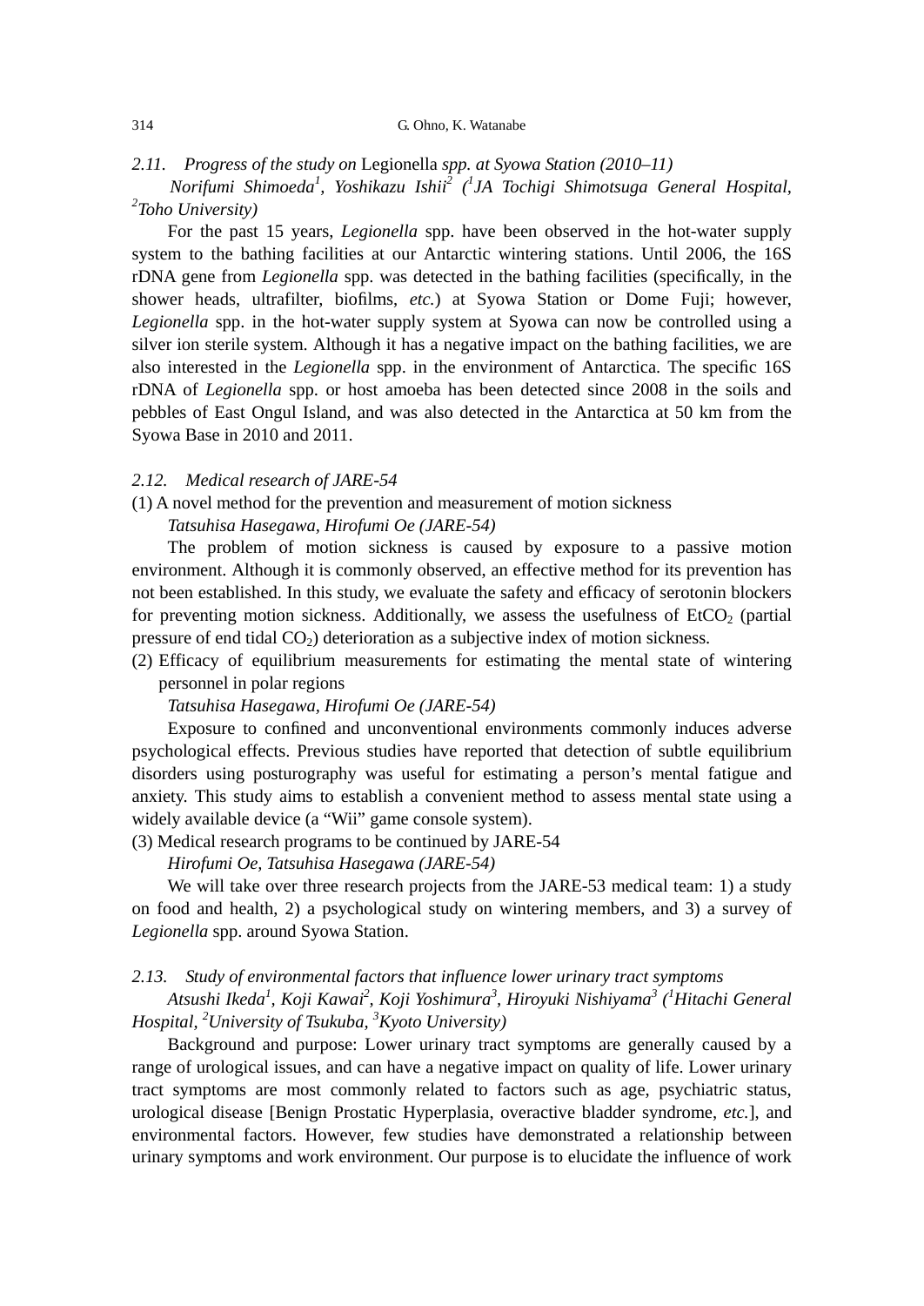### 2.11. *Progress of the study on* Legionella *spp. at Syowa Station (2010–11)*

*Norifumi Shimoeda[1], Yoshikazu Ishii[2] ([1]JA Tochigi Shimotsuga General Hospital, [2]Toho University)*

For the past 15 years, *Legionella* spp. have been observed in the hot-water supply system to the bathing facilities at our Antarctic wintering stations. Until 2006, the 16S rDNA gene from *Legionella* spp. was detected in the bathing facilities (specifically, in the shower heads, ultrafilter, biofilms, *etc.*) at Syowa Station or Dome Fuji; however, *Legionella* spp. in the hot-water supply system at Syowa can now be controlled using a silver ion sterile system. Although it has a negative impact on the bathing facilities, we are also interested in the *Legionella* spp. in the environment of Antarctica. The specific 16S rDNA of *Legionella* spp. or host amoeba has been detected since 2008 in the soils and pebbles of East Ongul Island, and was also detected in the Antarctica at 50 km from the Syowa Base in 2010 and 2011.

### 2.12. *Medical research of JARE-54*

(1) A novel method for the prevention and measurement of motion sickness

*Tatsuhisa Hasegawa, Hirofumi Oe (JARE-54)*

The problem of motion sickness is caused by exposure to a passive motion environment. Although it is commonly observed, an effective method for its prevention has not been established. In this study, we evaluate the safety and efficacy of serotonin blockers for preventing motion sickness. Additionally, we assess the usefulness of $EtCO_2$ (partial pressure of end tidal $CO_2$) deterioration as a subjective index of motion sickness.

(2) Efficacy of equilibrium measurements for estimating the mental state of wintering personnel in polar regions

*Tatsuhisa Hasegawa, Hirofumi Oe (JARE-54)*

Exposure to confined and unconventional environments commonly induces adverse psychological effects. Previous studies have reported that detection of subtle equilibrium disorders using posturography was useful for estimating a person's mental fatigue and anxiety. This study aims to establish a convenient method to assess mental state using a widely available device (a "Wii" game console system).

(3) Medical research programs to be continued by JARE-54

*Hirofumi Oe, Tatsuhisa Hasegawa (JARE-54)*

We will take over three research projects from the JARE-53 medical team: 1) a study on food and health, 2) a psychological study on wintering members, and 3) a survey of *Legionella* spp. around Syowa Station.

### 2.13. *Study of environmental factors that influence lower urinary tract symptoms*

*Atsushi Ikeda[1], Koji Kawai[2], Koji Yoshimura[3], Hiroyuki Nishiyama[3] ([1]Hitachi General Hospital, [2]University of Tsukuba, [3]Kyoto University)*

Background and purpose: Lower urinary tract symptoms are generally caused by a range of urological issues, and can have a negative impact on quality of life. Lower urinary tract symptoms are most commonly related to factors such as age, psychiatric status, urological disease [Benign Prostatic Hyperplasia, overactive bladder syndrome, *etc.*], and environmental factors. However, few studies have demonstrated a relationship between urinary symptoms and work environment. Our purpose is to elucidate the influence of work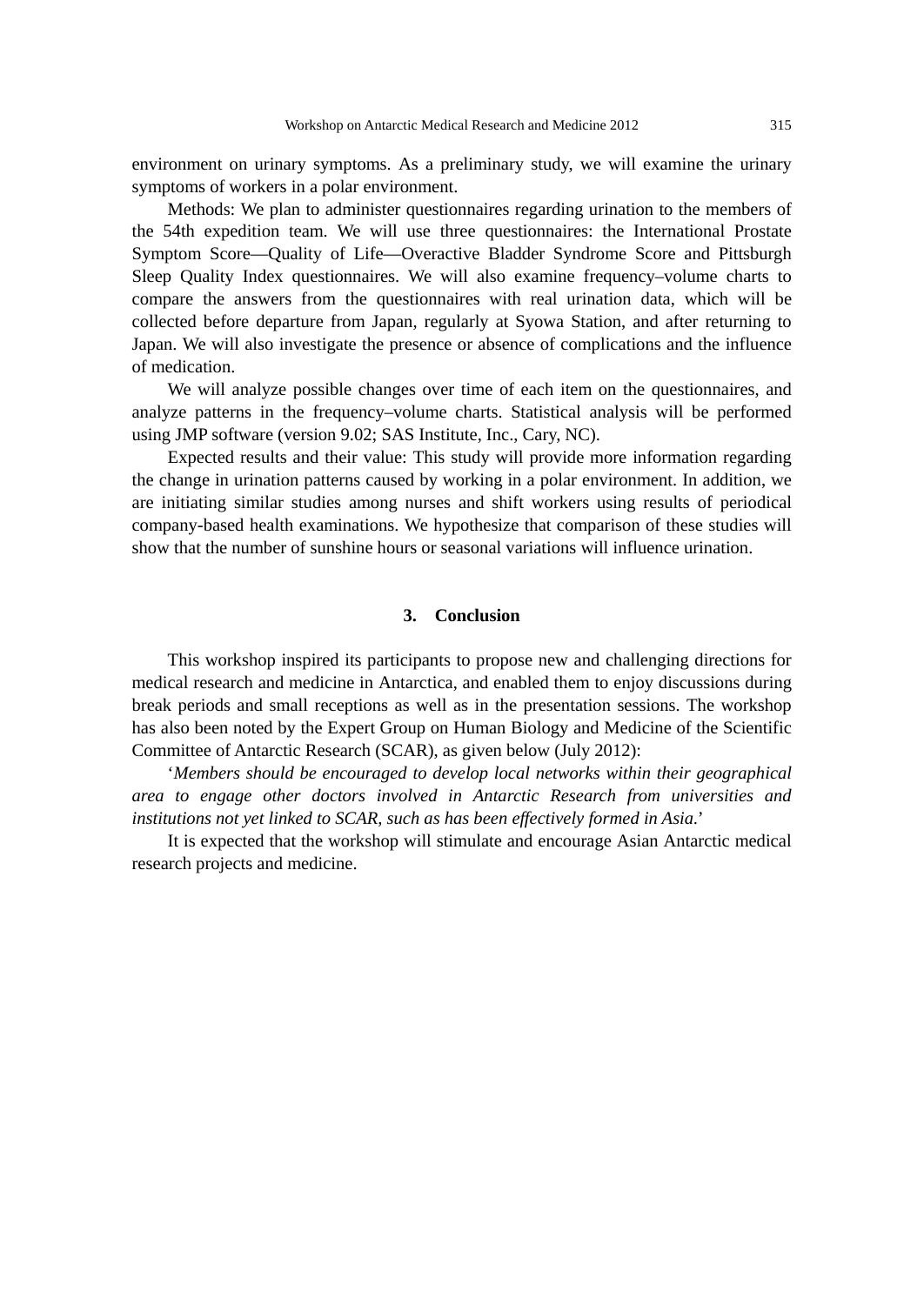environment on urinary symptoms. As a preliminary study, we will examine the urinary symptoms of workers in a polar environment.

Methods: We plan to administer questionnaires regarding urination to the members of the 54th expedition team. We will use three questionnaires: the International Prostate Symptom Score—Quality of Life—Overactive Bladder Syndrome Score and Pittsburgh Sleep Quality Index questionnaires. We will also examine frequency–volume charts to compare the answers from the questionnaires with real urination data, which will be collected before departure from Japan, regularly at Syowa Station, and after returning to Japan. We will also investigate the presence or absence of complications and the influence of medication.

We will analyze possible changes over time of each item on the questionnaires, and analyze patterns in the frequency–volume charts. Statistical analysis will be performed using JMP software (version 9.02; SAS Institute, Inc., Cary, NC).

Expected results and their value: This study will provide more information regarding the change in urination patterns caused by working in a polar environment. In addition, we are initiating similar studies among nurses and shift workers using results of periodical company-based health examinations. We hypothesize that comparison of these studies will show that the number of sunshine hours or seasonal variations will influence urination.

## 3. Conclusion

This workshop inspired its participants to propose new and challenging directions for medical research and medicine in Antarctica, and enabled them to enjoy discussions during break periods and small receptions as well as in the presentation sessions. The workshop has also been noted by the Expert Group on Human Biology and Medicine of the Scientific Committee of Antarctic Research (SCAR), as given below (July 2012):

'*Members should be encouraged to develop local networks within their geographical area to engage other doctors involved in Antarctic Research from universities and institutions not yet linked to SCAR, such as has been effectively formed in Asia*.'

It is expected that the workshop will stimulate and encourage Asian Antarctic medical research projects and medicine.